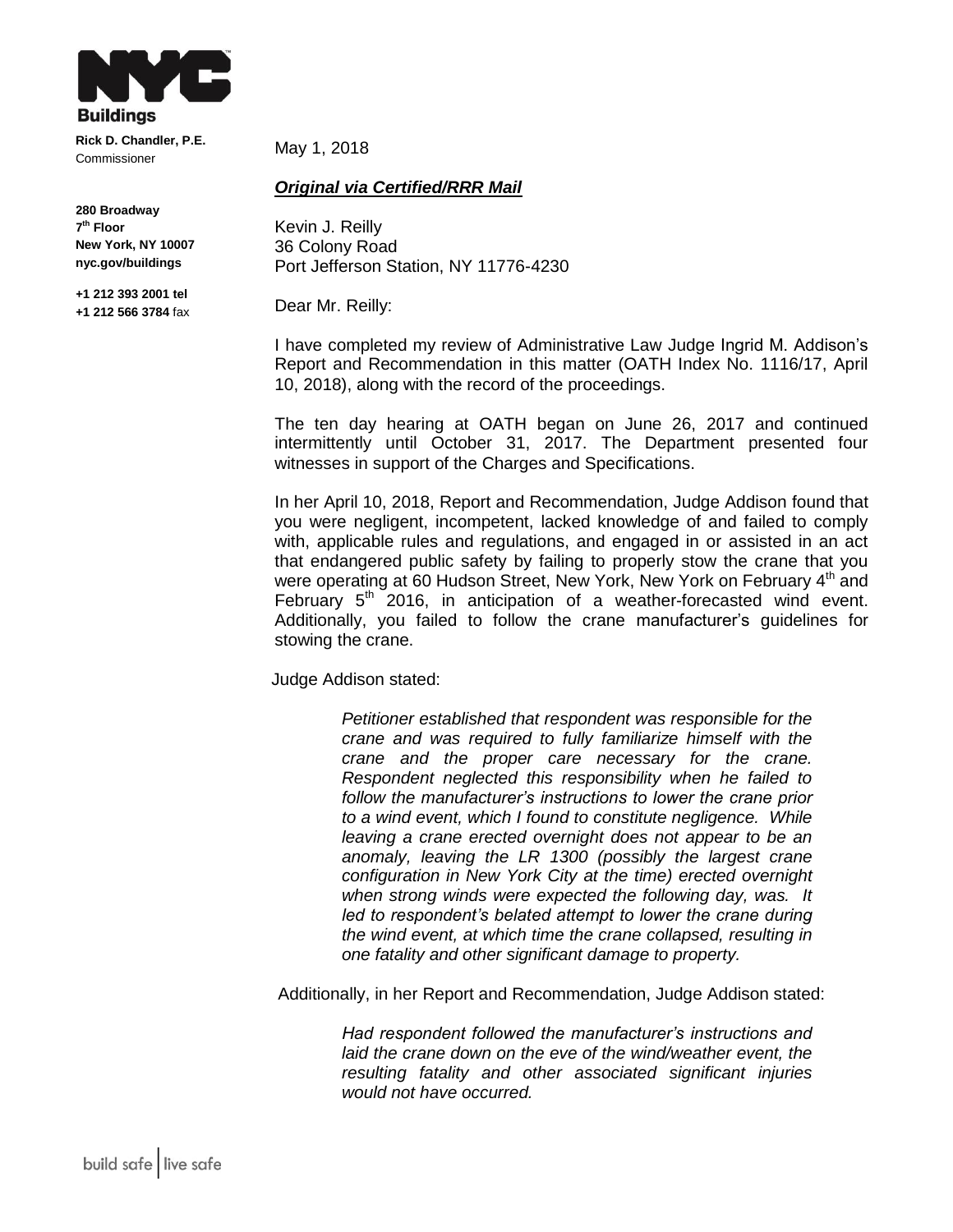**NYC Buildings**

**Rick D. Chandler, P.E.**
Commissioner

**280 Broadway**
**7th Floor**
**New York, NY 10007**
**nyc.gov/buildings**

**+1 212 393 2001 tel**
**+1 212 566 3784** fax

May 1, 2018

***Original via Certified/RRR Mail***

Kevin J. Reilly
36 Colony Road
Port Jefferson Station, NY 11776-4230

Dear Mr. Reilly:

I have completed my review of Administrative Law Judge Ingrid M. Addison's Report and Recommendation in this matter (OATH Index No. 1116/17, April 10, 2018), along with the record of the proceedings.

The ten day hearing at OATH began on June 26, 2017 and continued intermittently until October 31, 2017. The Department presented four witnesses in support of the Charges and Specifications.

In her April 10, 2018, Report and Recommendation, Judge Addison found that you were negligent, incompetent, lacked knowledge of and failed to comply with, applicable rules and regulations, and engaged in or assisted in an act that endangered public safety by failing to properly stow the crane that you were operating at 60 Hudson Street, New York, New York on February 4th and February 5th 2016, in anticipation of a weather-forecasted wind event. Additionally, you failed to follow the crane manufacturer's guidelines for stowing the crane.

Judge Addison stated:

> *Petitioner established that respondent was responsible for the crane and was required to fully familiarize himself with the crane and the proper care necessary for the crane. Respondent neglected this responsibility when he failed to follow the manufacturer's instructions to lower the crane prior to a wind event, which I found to constitute negligence. While leaving a crane erected overnight does not appear to be an anomaly, leaving the LR 1300 (possibly the largest crane configuration in New York City at the time) erected overnight when strong winds were expected the following day, was. It led to respondent's belated attempt to lower the crane during the wind event, at which time the crane collapsed, resulting in one fatality and other significant damage to property.*

Additionally, in her Report and Recommendation, Judge Addison stated:

> *Had respondent followed the manufacturer's instructions and laid the crane down on the eve of the wind/weather event, the resulting fatality and other associated significant injuries would not have occurred.*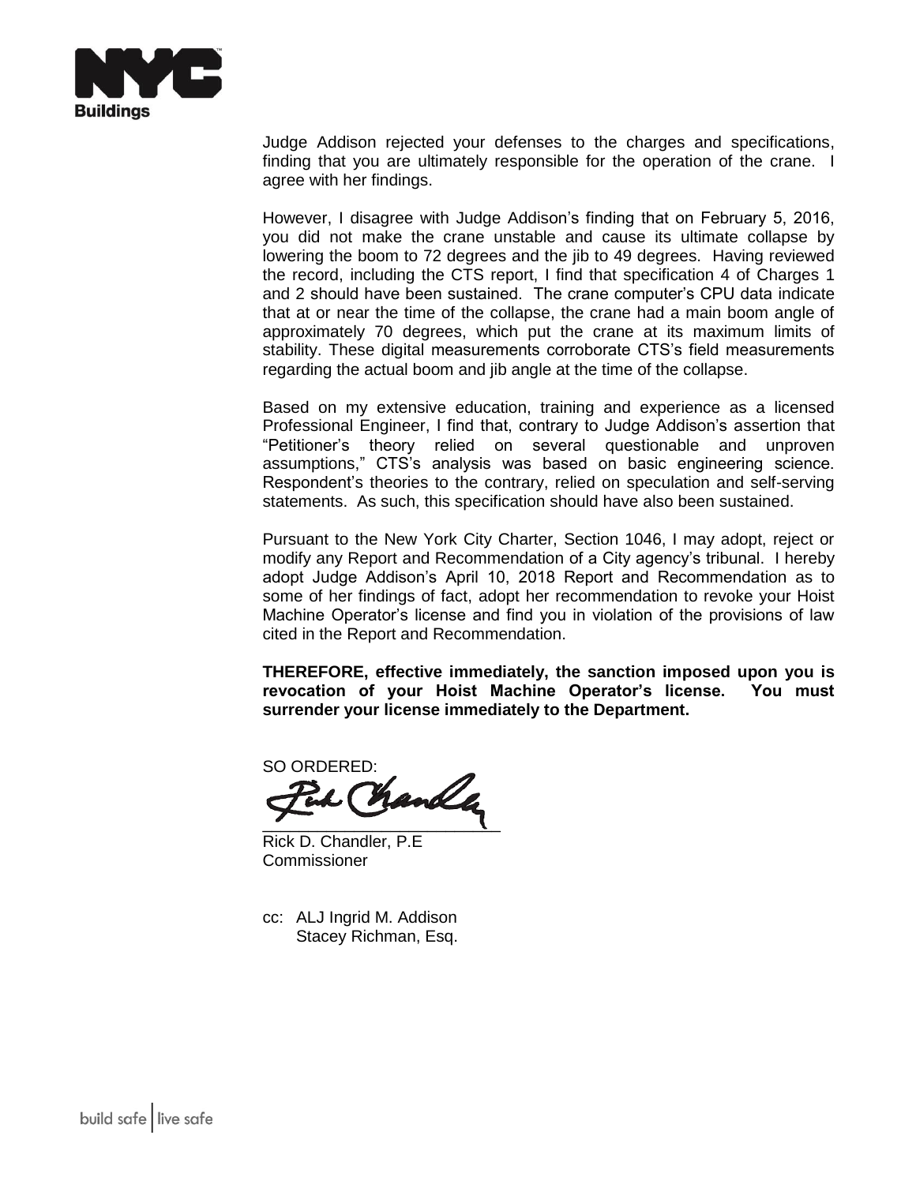Judge Addison rejected your defenses to the charges and specifications, finding that you are ultimately responsible for the operation of the crane. I agree with her findings.

However, I disagree with Judge Addison's finding that on February 5, 2016, you did not make the crane unstable and cause its ultimate collapse by lowering the boom to 72 degrees and the jib to 49 degrees. Having reviewed the record, including the CTS report, I find that specification 4 of Charges 1 and 2 should have been sustained. The crane computer's CPU data indicate that at or near the time of the collapse, the crane had a main boom angle of approximately 70 degrees, which put the crane at its maximum limits of stability. These digital measurements corroborate CTS's field measurements regarding the actual boom and jib angle at the time of the collapse.

Based on my extensive education, training and experience as a licensed Professional Engineer, I find that, contrary to Judge Addison's assertion that "Petitioner's theory relied on several questionable and unproven assumptions," CTS's analysis was based on basic engineering science. Respondent's theories to the contrary, relied on speculation and self-serving statements. As such, this specification should have also been sustained.

Pursuant to the New York City Charter, Section 1046, I may adopt, reject or modify any Report and Recommendation of a City agency's tribunal. I hereby adopt Judge Addison's April 10, 2018 Report and Recommendation as to some of her findings of fact, adopt her recommendation to revoke your Hoist Machine Operator's license and find you in violation of the provisions of law cited in the Report and Recommendation.

**THEREFORE, effective immediately, the sanction imposed upon you is revocation of your Hoist Machine Operator's license. You must surrender your license immediately to the Department.**

SO ORDERED:

Rick D. Chandler, P.E
Commissioner

cc: ALJ Ingrid M. Addison
Stacey Richman, Esq.